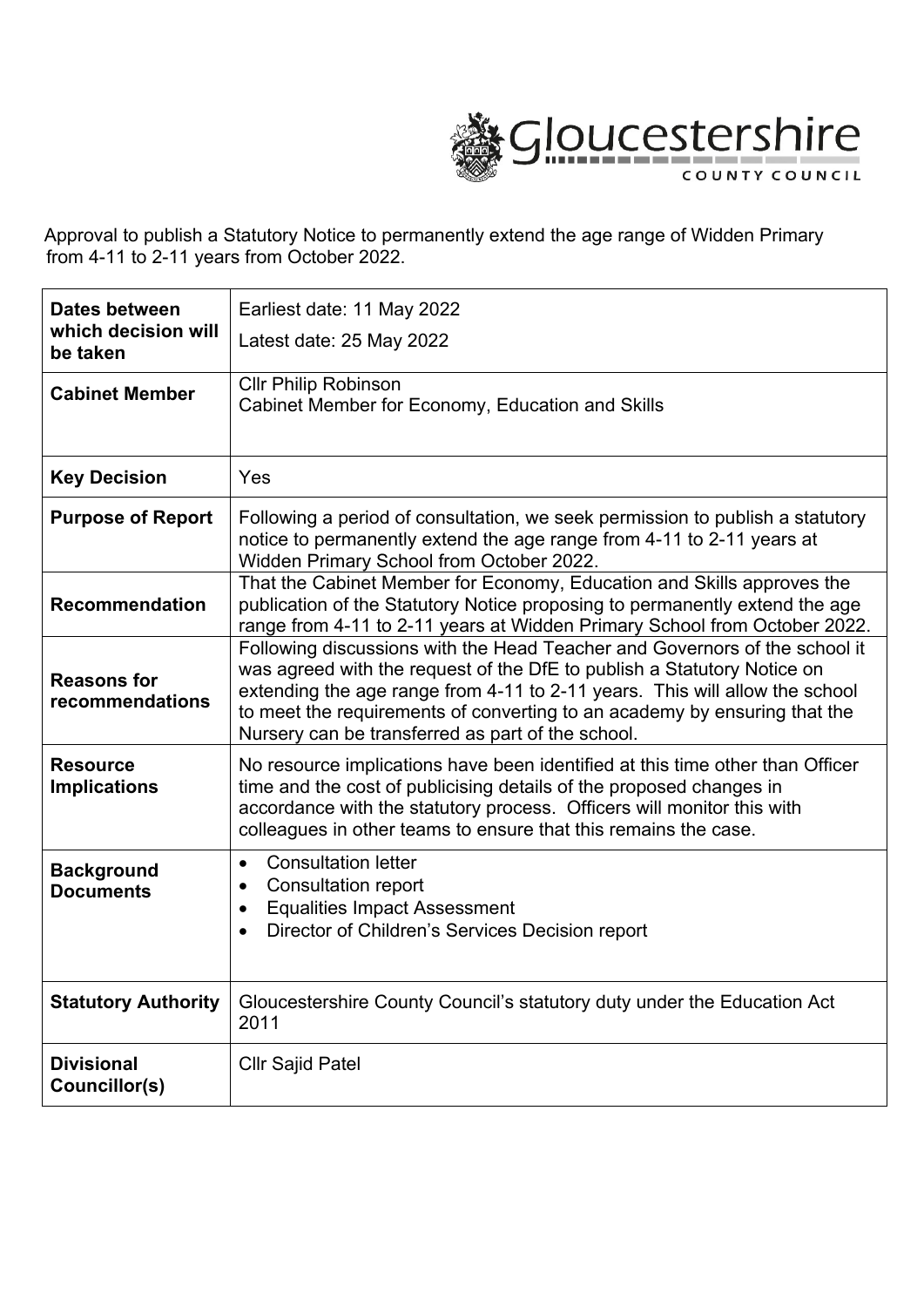Approval to publish a Statutory Notice to permanently extend the age range of Widden Primary from 4-11 to 2-11 years from October 2022.

| | |
|---|---|
| **Dates between which decision will be taken** | Earliest date: 11 May 2022<br>Latest date: 25 May 2022 |
| **Cabinet Member** | Cllr Philip Robinson<br>Cabinet Member for Economy, Education and Skills |
| **Key Decision** | Yes |
| **Purpose of Report** | Following a period of consultation, we seek permission to publish a statutory notice to permanently extend the age range from 4-11 to 2-11 years at Widden Primary School from October 2022. |
| **Recommendation** | That the Cabinet Member for Economy, Education and Skills approves the publication of the Statutory Notice proposing to permanently extend the age range from 4-11 to 2-11 years at Widden Primary School from October 2022. |
| **Reasons for recommendations** | Following discussions with the Head Teacher and Governors of the school it was agreed with the request of the DfE to publish a Statutory Notice on extending the age range from 4-11 to 2-11 years. This will allow the school to meet the requirements of converting to an academy by ensuring that the Nursery can be transferred as part of the school. |
| **Resource Implications** | No resource implications have been identified at this time other than Officer time and the cost of publicising details of the proposed changes in accordance with the statutory process. Officers will monitor this with colleagues in other teams to ensure that this remains the case. |
| **Background Documents** | • Consultation letter<br>• Consultation report<br>• Equalities Impact Assessment<br>• Director of Children's Services Decision report |
| **Statutory Authority** | Gloucestershire County Council's statutory duty under the Education Act 2011 |
| **Divisional Councillor(s)** | Cllr Sajid Patel |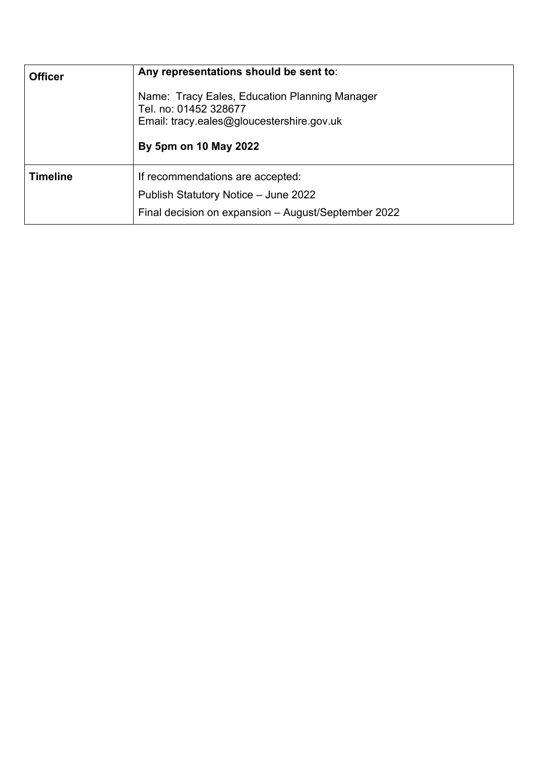| | |
|---|---|
| **Officer** | **Any representations should be sent to**:<br><br>Name: Tracy Eales, Education Planning Manager<br>Tel. no: 01452 328677<br>Email: tracy.eales@gloucestershire.gov.uk<br><br>**By 5pm on 10 May 2022** |
| **Timeline** | If recommendations are accepted:<br>Publish Statutory Notice – June 2022<br>Final decision on expansion – August/September 2022 |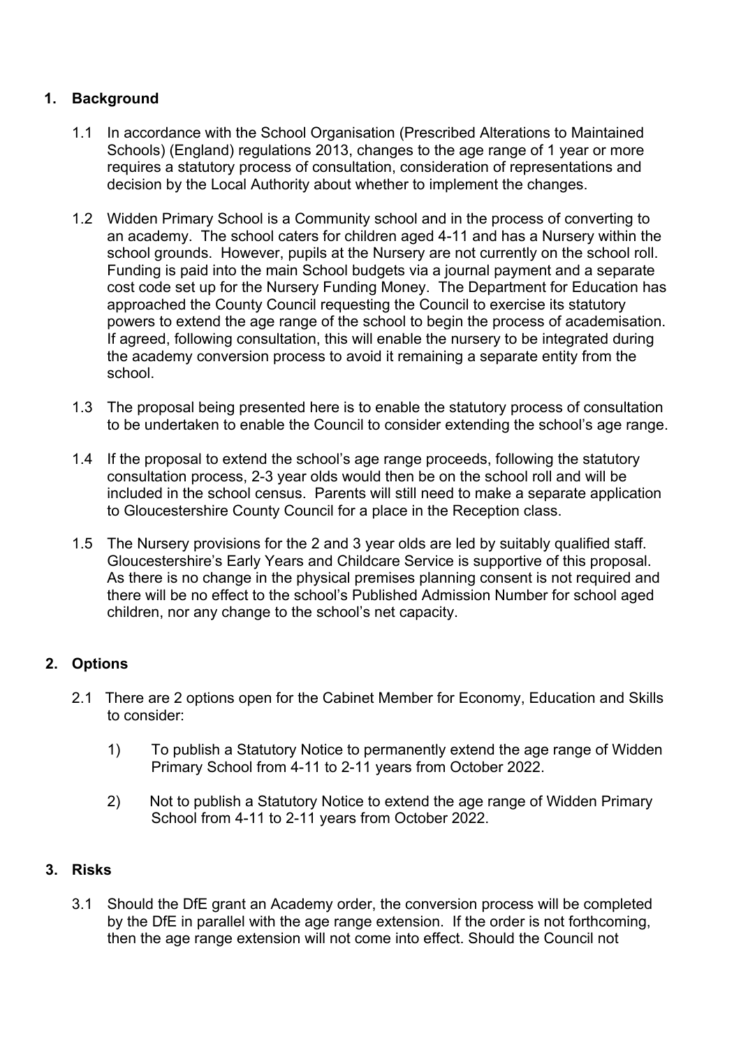## 1. Background

1.1 In accordance with the School Organisation (Prescribed Alterations to Maintained Schools) (England) regulations 2013, changes to the age range of 1 year or more requires a statutory process of consultation, consideration of representations and decision by the Local Authority about whether to implement the changes.

1.2 Widden Primary School is a Community school and in the process of converting to an academy. The school caters for children aged 4-11 and has a Nursery within the school grounds. However, pupils at the Nursery are not currently on the school roll. Funding is paid into the main School budgets via a journal payment and a separate cost code set up for the Nursery Funding Money. The Department for Education has approached the County Council requesting the Council to exercise its statutory powers to extend the age range of the school to begin the process of academisation. If agreed, following consultation, this will enable the nursery to be integrated during the academy conversion process to avoid it remaining a separate entity from the school.

1.3 The proposal being presented here is to enable the statutory process of consultation to be undertaken to enable the Council to consider extending the school's age range.

1.4 If the proposal to extend the school's age range proceeds, following the statutory consultation process, 2-3 year olds would then be on the school roll and will be included in the school census. Parents will still need to make a separate application to Gloucestershire County Council for a place in the Reception class.

1.5 The Nursery provisions for the 2 and 3 year olds are led by suitably qualified staff. Gloucestershire's Early Years and Childcare Service is supportive of this proposal. As there is no change in the physical premises planning consent is not required and there will be no effect to the school's Published Admission Number for school aged children, nor any change to the school's net capacity.

## 2. Options

2.1 There are 2 options open for the Cabinet Member for Economy, Education and Skills to consider:

1) To publish a Statutory Notice to permanently extend the age range of Widden Primary School from 4-11 to 2-11 years from October 2022.

2) Not to publish a Statutory Notice to extend the age range of Widden Primary School from 4-11 to 2-11 years from October 2022.

## 3. Risks

3.1 Should the DfE grant an Academy order, the conversion process will be completed by the DfE in parallel with the age range extension. If the order is not forthcoming, then the age range extension will not come into effect. Should the Council not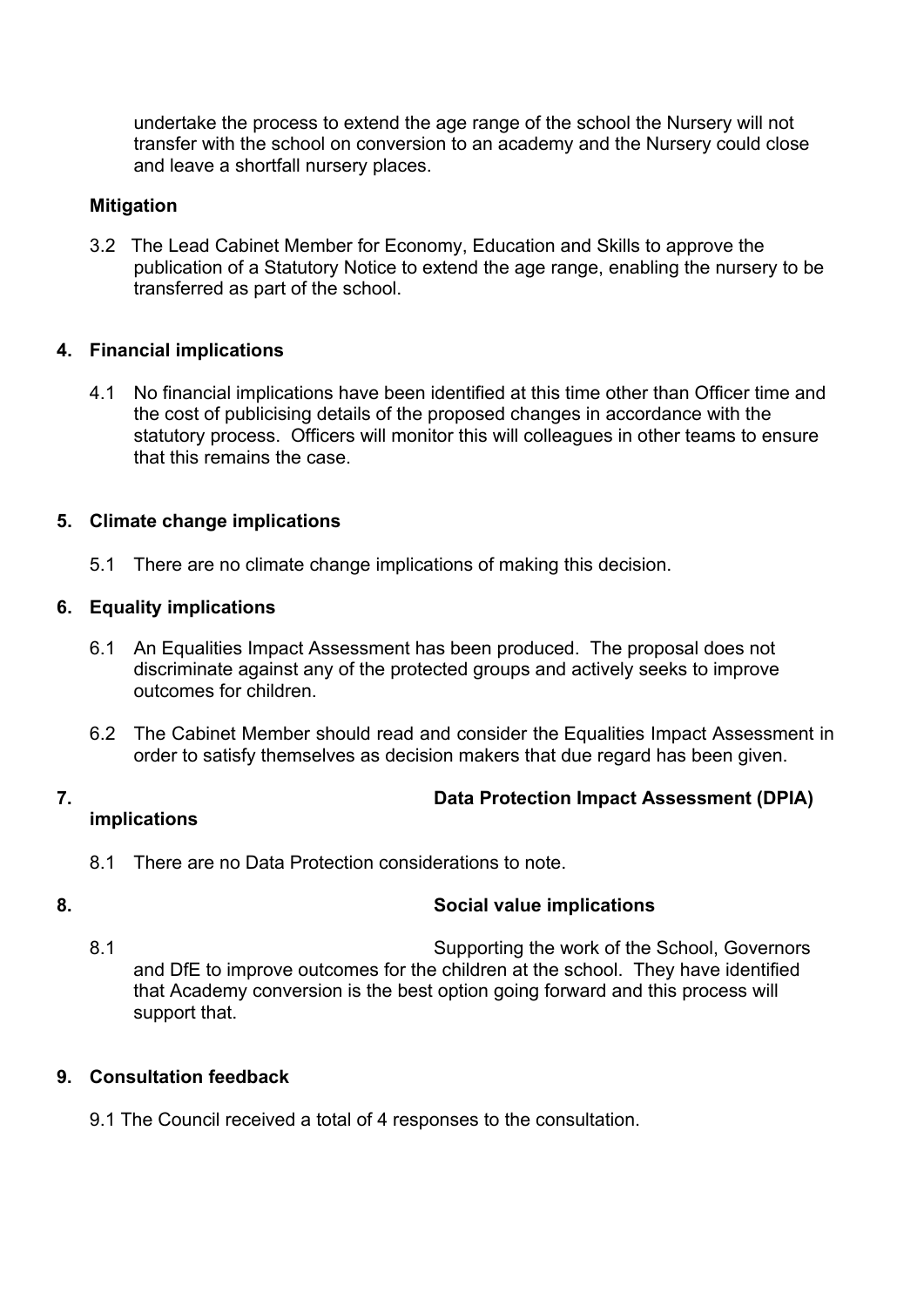undertake the process to extend the age range of the school the Nursery will not transfer with the school on conversion to an academy and the Nursery could close and leave a shortfall nursery places.

**Mitigation**

3.2 The Lead Cabinet Member for Economy, Education and Skills to approve the publication of a Statutory Notice to extend the age range, enabling the nursery to be transferred as part of the school.

## 4. Financial implications

4.1 No financial implications have been identified at this time other than Officer time and the cost of publicising details of the proposed changes in accordance with the statutory process. Officers will monitor this will colleagues in other teams to ensure that this remains the case.

## 5. Climate change implications

5.1 There are no climate change implications of making this decision.

## 6. Equality implications

6.1 An Equalities Impact Assessment has been produced. The proposal does not discriminate against any of the protected groups and actively seeks to improve outcomes for children.

6.2 The Cabinet Member should read and consider the Equalities Impact Assessment in order to satisfy themselves as decision makers that due regard has been given.

## 7. Data Protection Impact Assessment (DPIA) implications

8.1 There are no Data Protection considerations to note.

## 8. Social value implications

8.1 Supporting the work of the School, Governors and DfE to improve outcomes for the children at the school. They have identified that Academy conversion is the best option going forward and this process will support that.

## 9. Consultation feedback

9.1 The Council received a total of 4 responses to the consultation.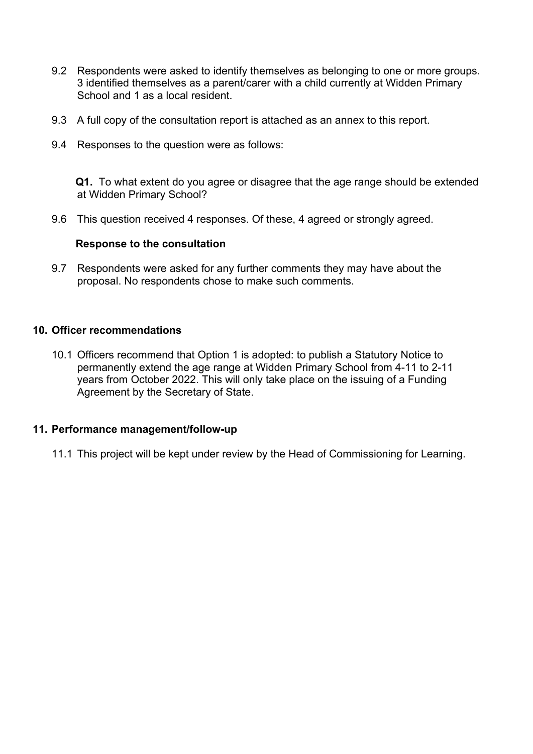9.2 Respondents were asked to identify themselves as belonging to one or more groups. 3 identified themselves as a parent/carer with a child currently at Widden Primary School and 1 as a local resident.

9.3 A full copy of the consultation report is attached as an annex to this report.

9.4 Responses to the question were as follows:

**Q1.** To what extent do you agree or disagree that the age range should be extended at Widden Primary School?

9.6 This question received 4 responses. Of these, 4 agreed or strongly agreed.

**Response to the consultation**

9.7 Respondents were asked for any further comments they may have about the proposal. No respondents chose to make such comments.

## 10. Officer recommendations

10.1 Officers recommend that Option 1 is adopted: to publish a Statutory Notice to permanently extend the age range at Widden Primary School from 4-11 to 2-11 years from October 2022. This will only take place on the issuing of a Funding Agreement by the Secretary of State.

## 11. Performance management/follow-up

11.1 This project will be kept under review by the Head of Commissioning for Learning.